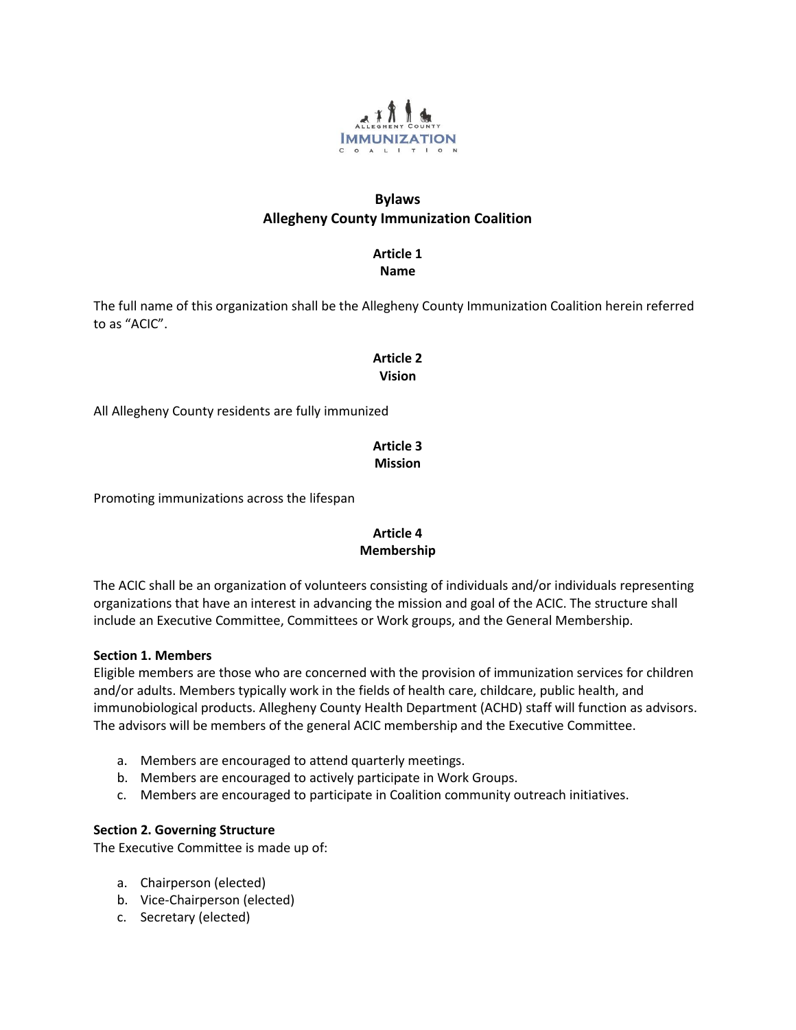# Bylaws
# Allegheny County Immunization Coalition

## Article 1
## Name

The full name of this organization shall be the Allegheny County Immunization Coalition herein referred to as "ACIC".

## Article 2
## Vision

All Allegheny County residents are fully immunized

## Article 3
## Mission

Promoting immunizations across the lifespan

## Article 4
## Membership

The ACIC shall be an organization of volunteers consisting of individuals and/or individuals representing organizations that have an interest in advancing the mission and goal of the ACIC. The structure shall include an Executive Committee, Committees or Work groups, and the General Membership.

**Section 1. Members**
Eligible members are those who are concerned with the provision of immunization services for children and/or adults. Members typically work in the fields of health care, childcare, public health, and immunobiological products. Allegheny County Health Department (ACHD) staff will function as advisors. The advisors will be members of the general ACIC membership and the Executive Committee.

a. Members are encouraged to attend quarterly meetings.
b. Members are encouraged to actively participate in Work Groups.
c. Members are encouraged to participate in Coalition community outreach initiatives.

**Section 2. Governing Structure**
The Executive Committee is made up of:

a. Chairperson (elected)
b. Vice-Chairperson (elected)
c. Secretary (elected)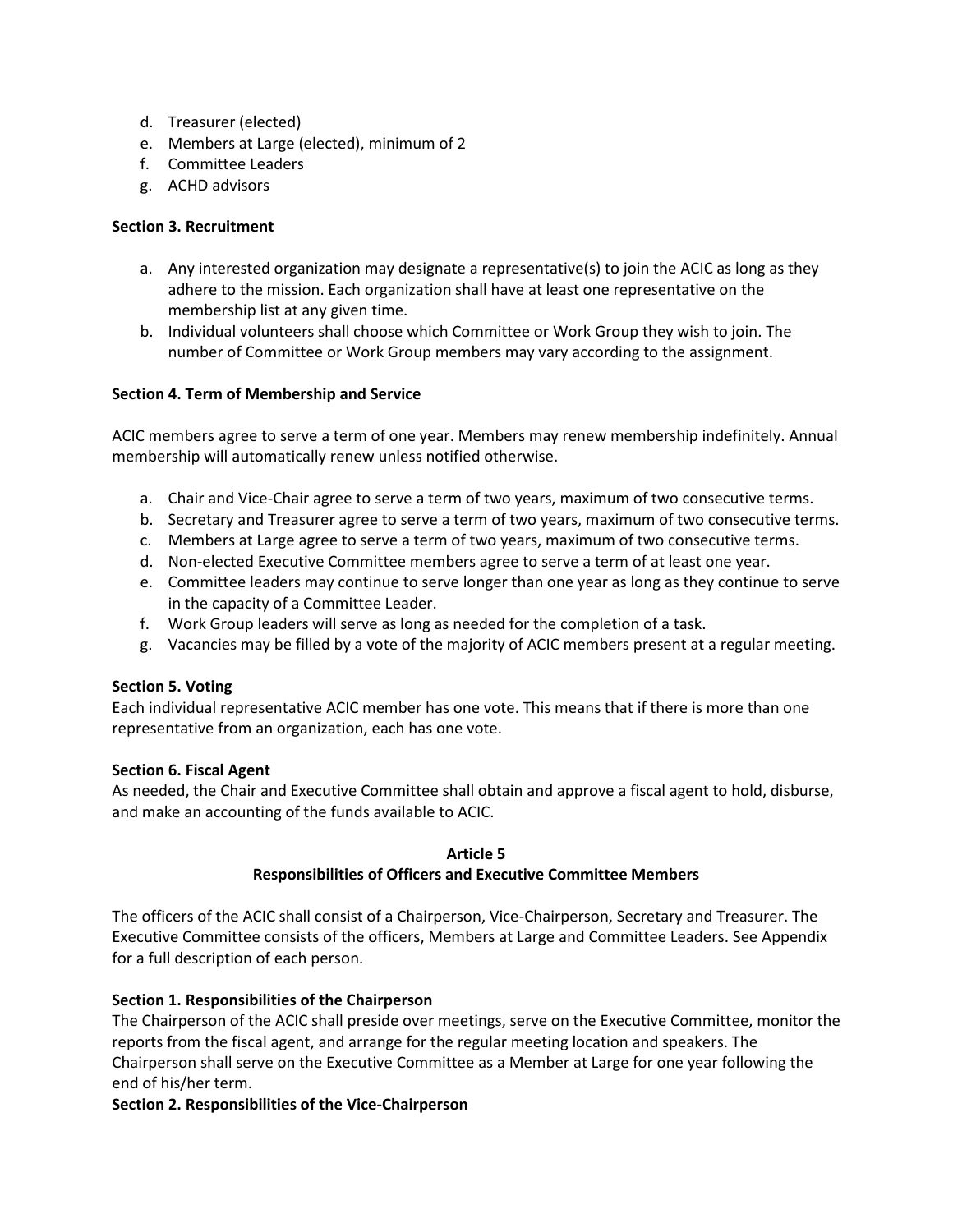d. Treasurer (elected)
e. Members at Large (elected), minimum of 2
f. Committee Leaders
g. ACHD advisors

**Section 3. Recruitment**

a. Any interested organization may designate a representative(s) to join the ACIC as long as they adhere to the mission. Each organization shall have at least one representative on the membership list at any given time.
b. Individual volunteers shall choose which Committee or Work Group they wish to join. The number of Committee or Work Group members may vary according to the assignment.

**Section 4. Term of Membership and Service**

ACIC members agree to serve a term of one year. Members may renew membership indefinitely. Annual membership will automatically renew unless notified otherwise.

a. Chair and Vice-Chair agree to serve a term of two years, maximum of two consecutive terms.
b. Secretary and Treasurer agree to serve a term of two years, maximum of two consecutive terms.
c. Members at Large agree to serve a term of two years, maximum of two consecutive terms.
d. Non-elected Executive Committee members agree to serve a term of at least one year.
e. Committee leaders may continue to serve longer than one year as long as they continue to serve in the capacity of a Committee Leader.
f. Work Group leaders will serve as long as needed for the completion of a task.
g. Vacancies may be filled by a vote of the majority of ACIC members present at a regular meeting.

**Section 5. Voting**

Each individual representative ACIC member has one vote. This means that if there is more than one representative from an organization, each has one vote.

**Section 6. Fiscal Agent**

As needed, the Chair and Executive Committee shall obtain and approve a fiscal agent to hold, disburse, and make an accounting of the funds available to ACIC.

## Article 5
## Responsibilities of Officers and Executive Committee Members

The officers of the ACIC shall consist of a Chairperson, Vice-Chairperson, Secretary and Treasurer. The Executive Committee consists of the officers, Members at Large and Committee Leaders. See Appendix for a full description of each person.

**Section 1. Responsibilities of the Chairperson**

The Chairperson of the ACIC shall preside over meetings, serve on the Executive Committee, monitor the reports from the fiscal agent, and arrange for the regular meeting location and speakers. The Chairperson shall serve on the Executive Committee as a Member at Large for one year following the end of his/her term.

**Section 2. Responsibilities of the Vice-Chairperson**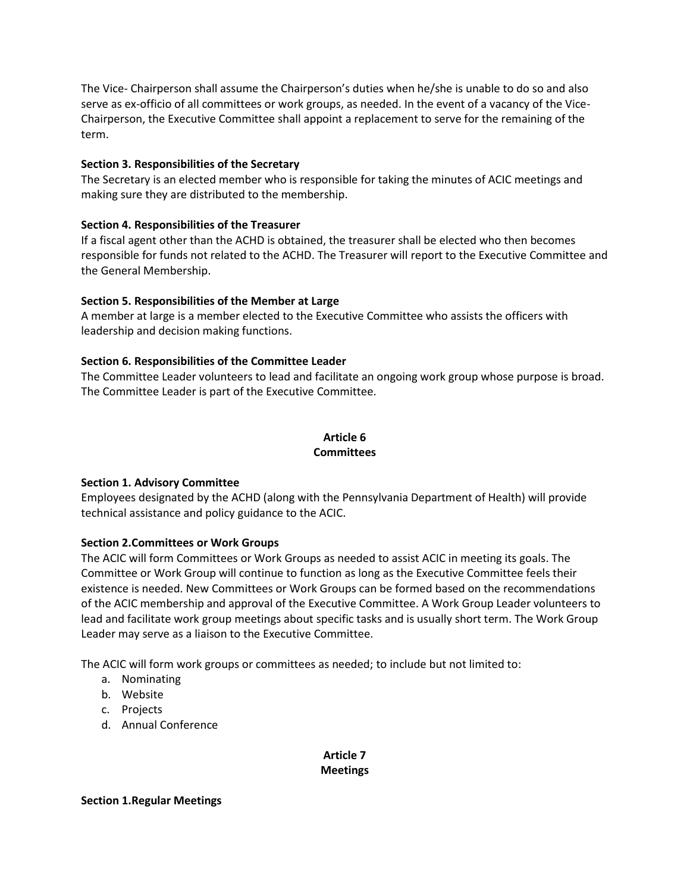The Vice- Chairperson shall assume the Chairperson's duties when he/she is unable to do so and also serve as ex-officio of all committees or work groups, as needed. In the event of a vacancy of the Vice-Chairperson, the Executive Committee shall appoint a replacement to serve for the remaining of the term.

**Section 3. Responsibilities of the Secretary**
The Secretary is an elected member who is responsible for taking the minutes of ACIC meetings and making sure they are distributed to the membership.

**Section 4. Responsibilities of the Treasurer**
If a fiscal agent other than the ACHD is obtained, the treasurer shall be elected who then becomes responsible for funds not related to the ACHD. The Treasurer will report to the Executive Committee and the General Membership.

**Section 5. Responsibilities of the Member at Large**
A member at large is a member elected to the Executive Committee who assists the officers with leadership and decision making functions.

**Section 6. Responsibilities of the Committee Leader**
The Committee Leader volunteers to lead and facilitate an ongoing work group whose purpose is broad. The Committee Leader is part of the Executive Committee.

## Article 6
## Committees

**Section 1. Advisory Committee**
Employees designated by the ACHD (along with the Pennsylvania Department of Health) will provide technical assistance and policy guidance to the ACIC.

**Section 2.Committees or Work Groups**
The ACIC will form Committees or Work Groups as needed to assist ACIC in meeting its goals. The Committee or Work Group will continue to function as long as the Executive Committee feels their existence is needed. New Committees or Work Groups can be formed based on the recommendations of the ACIC membership and approval of the Executive Committee. A Work Group Leader volunteers to lead and facilitate work group meetings about specific tasks and is usually short term. The Work Group Leader may serve as a liaison to the Executive Committee.

The ACIC will form work groups or committees as needed; to include but not limited to:

a. Nominating
b. Website
c. Projects
d. Annual Conference

## Article 7
## Meetings

**Section 1.Regular Meetings**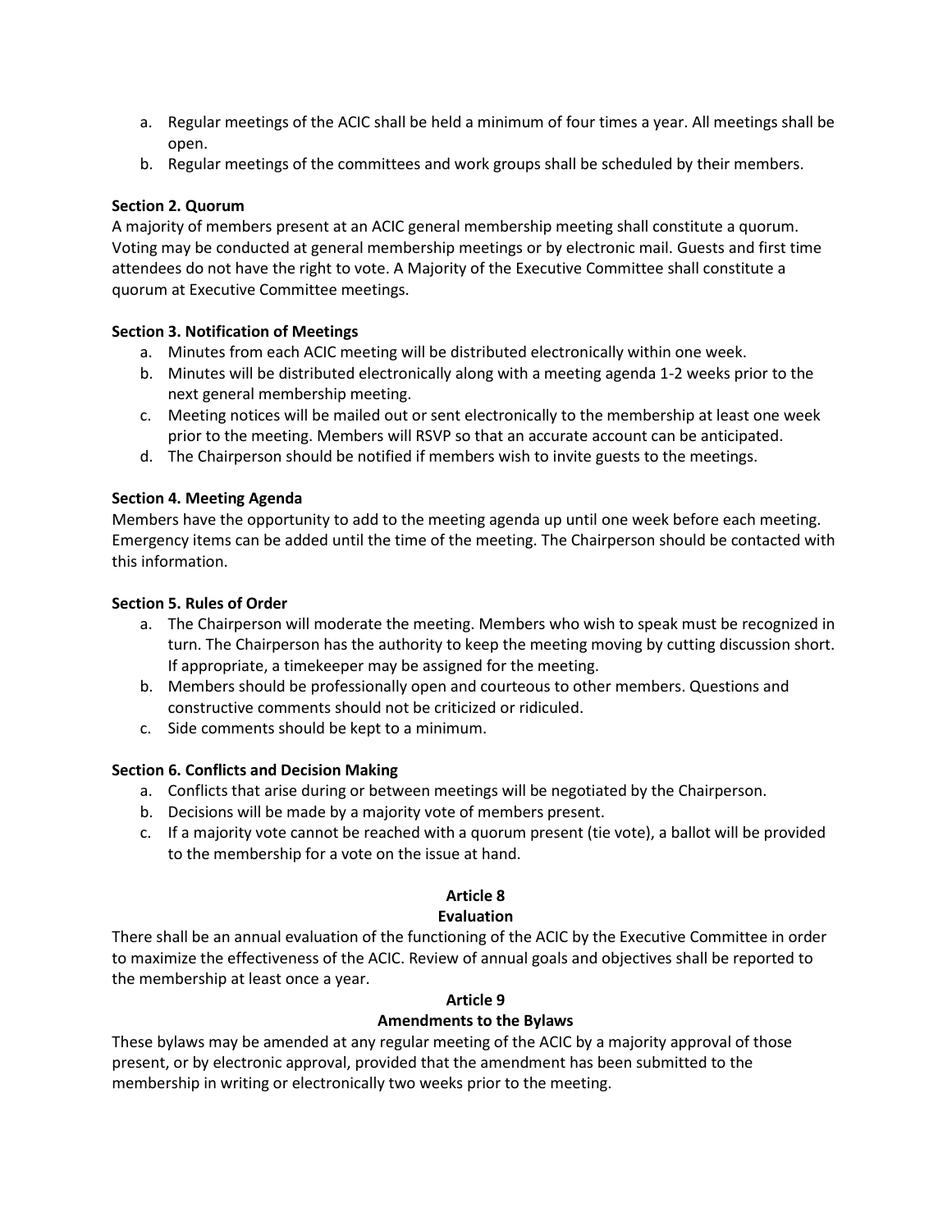a. Regular meetings of the ACIC shall be held a minimum of four times a year. All meetings shall be open.
b. Regular meetings of the committees and work groups shall be scheduled by their members.

**Section 2. Quorum**

A majority of members present at an ACIC general membership meeting shall constitute a quorum. Voting may be conducted at general membership meetings or by electronic mail. Guests and first time attendees do not have the right to vote. A Majority of the Executive Committee shall constitute a quorum at Executive Committee meetings.

**Section 3. Notification of Meetings**

a. Minutes from each ACIC meeting will be distributed electronically within one week.
b. Minutes will be distributed electronically along with a meeting agenda 1-2 weeks prior to the next general membership meeting.
c. Meeting notices will be mailed out or sent electronically to the membership at least one week prior to the meeting. Members will RSVP so that an accurate account can be anticipated.
d. The Chairperson should be notified if members wish to invite guests to the meetings.

**Section 4. Meeting Agenda**

Members have the opportunity to add to the meeting agenda up until one week before each meeting. Emergency items can be added until the time of the meeting. The Chairperson should be contacted with this information.

**Section 5. Rules of Order**

a. The Chairperson will moderate the meeting. Members who wish to speak must be recognized in turn. The Chairperson has the authority to keep the meeting moving by cutting discussion short. If appropriate, a timekeeper may be assigned for the meeting.
b. Members should be professionally open and courteous to other members. Questions and constructive comments should not be criticized or ridiculed.
c. Side comments should be kept to a minimum.

**Section 6. Conflicts and Decision Making**

a. Conflicts that arise during or between meetings will be negotiated by the Chairperson.
b. Decisions will be made by a majority vote of members present.
c. If a majority vote cannot be reached with a quorum present (tie vote), a ballot will be provided to the membership for a vote on the issue at hand.

## Article 8
## Evaluation

There shall be an annual evaluation of the functioning of the ACIC by the Executive Committee in order to maximize the effectiveness of the ACIC. Review of annual goals and objectives shall be reported to the membership at least once a year.

## Article 9
## Amendments to the Bylaws

These bylaws may be amended at any regular meeting of the ACIC by a majority approval of those present, or by electronic approval, provided that the amendment has been submitted to the membership in writing or electronically two weeks prior to the meeting.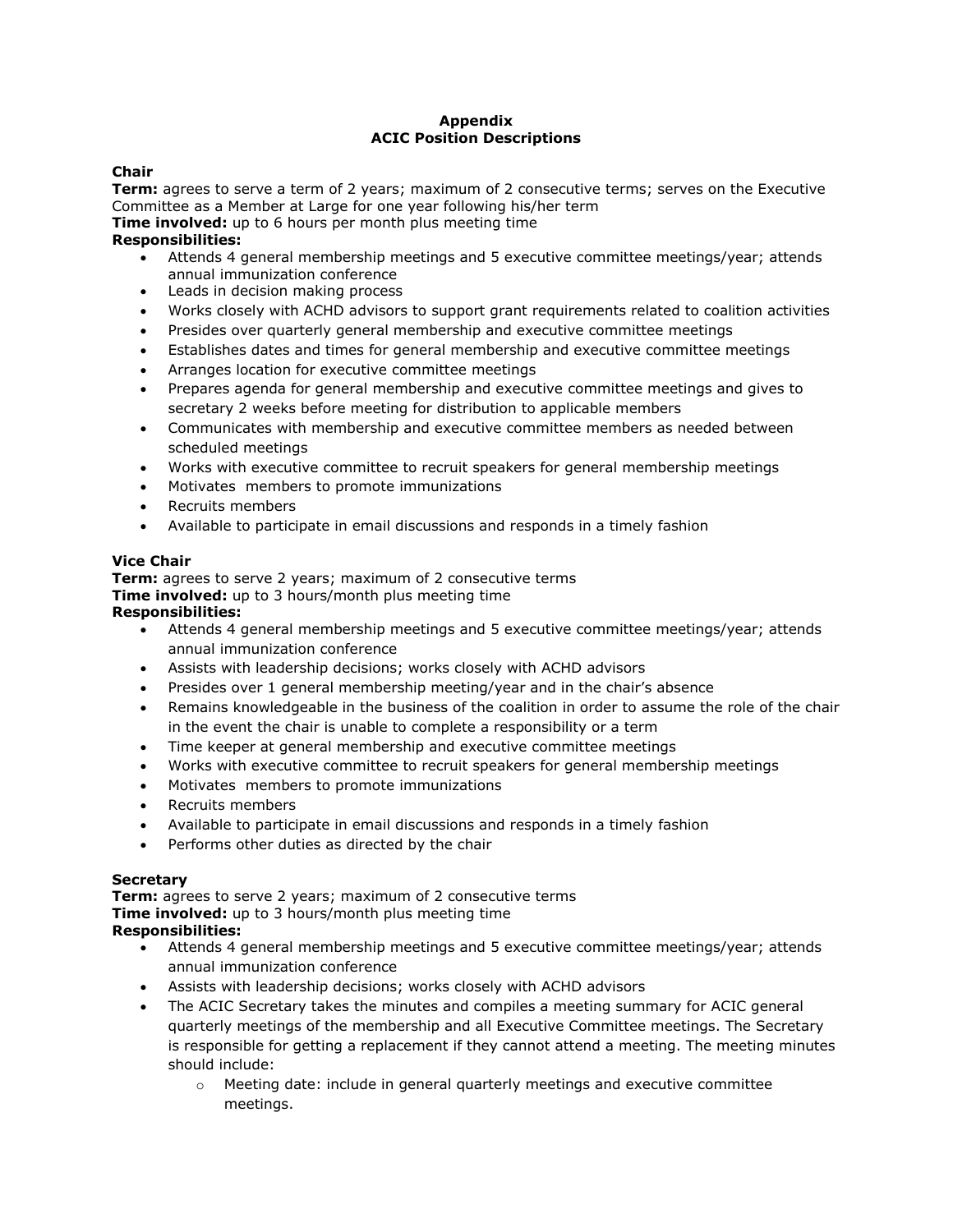# Appendix
# ACIC Position Descriptions

**Chair**
**Term:** agrees to serve a term of 2 years; maximum of 2 consecutive terms; serves on the Executive Committee as a Member at Large for one year following his/her term
**Time involved:** up to 6 hours per month plus meeting time
**Responsibilities:**

- Attends 4 general membership meetings and 5 executive committee meetings/year; attends annual immunization conference
- Leads in decision making process
- Works closely with ACHD advisors to support grant requirements related to coalition activities
- Presides over quarterly general membership and executive committee meetings
- Establishes dates and times for general membership and executive committee meetings
- Arranges location for executive committee meetings
- Prepares agenda for general membership and executive committee meetings and gives to secretary 2 weeks before meeting for distribution to applicable members
- Communicates with membership and executive committee members as needed between scheduled meetings
- Works with executive committee to recruit speakers for general membership meetings
- Motivates members to promote immunizations
- Recruits members
- Available to participate in email discussions and responds in a timely fashion

**Vice Chair**
**Term:** agrees to serve 2 years; maximum of 2 consecutive terms
**Time involved:** up to 3 hours/month plus meeting time
**Responsibilities:**

- Attends 4 general membership meetings and 5 executive committee meetings/year; attends annual immunization conference
- Assists with leadership decisions; works closely with ACHD advisors
- Presides over 1 general membership meeting/year and in the chair's absence
- Remains knowledgeable in the business of the coalition in order to assume the role of the chair in the event the chair is unable to complete a responsibility or a term
- Time keeper at general membership and executive committee meetings
- Works with executive committee to recruit speakers for general membership meetings
- Motivates members to promote immunizations
- Recruits members
- Available to participate in email discussions and responds in a timely fashion
- Performs other duties as directed by the chair

**Secretary**
**Term:** agrees to serve 2 years; maximum of 2 consecutive terms
**Time involved:** up to 3 hours/month plus meeting time
**Responsibilities:**

- Attends 4 general membership meetings and 5 executive committee meetings/year; attends annual immunization conference
- Assists with leadership decisions; works closely with ACHD advisors
- The ACIC Secretary takes the minutes and compiles a meeting summary for ACIC general quarterly meetings of the membership and all Executive Committee meetings. The Secretary is responsible for getting a replacement if they cannot attend a meeting. The meeting minutes should include:
    - Meeting date: include in general quarterly meetings and executive committee meetings.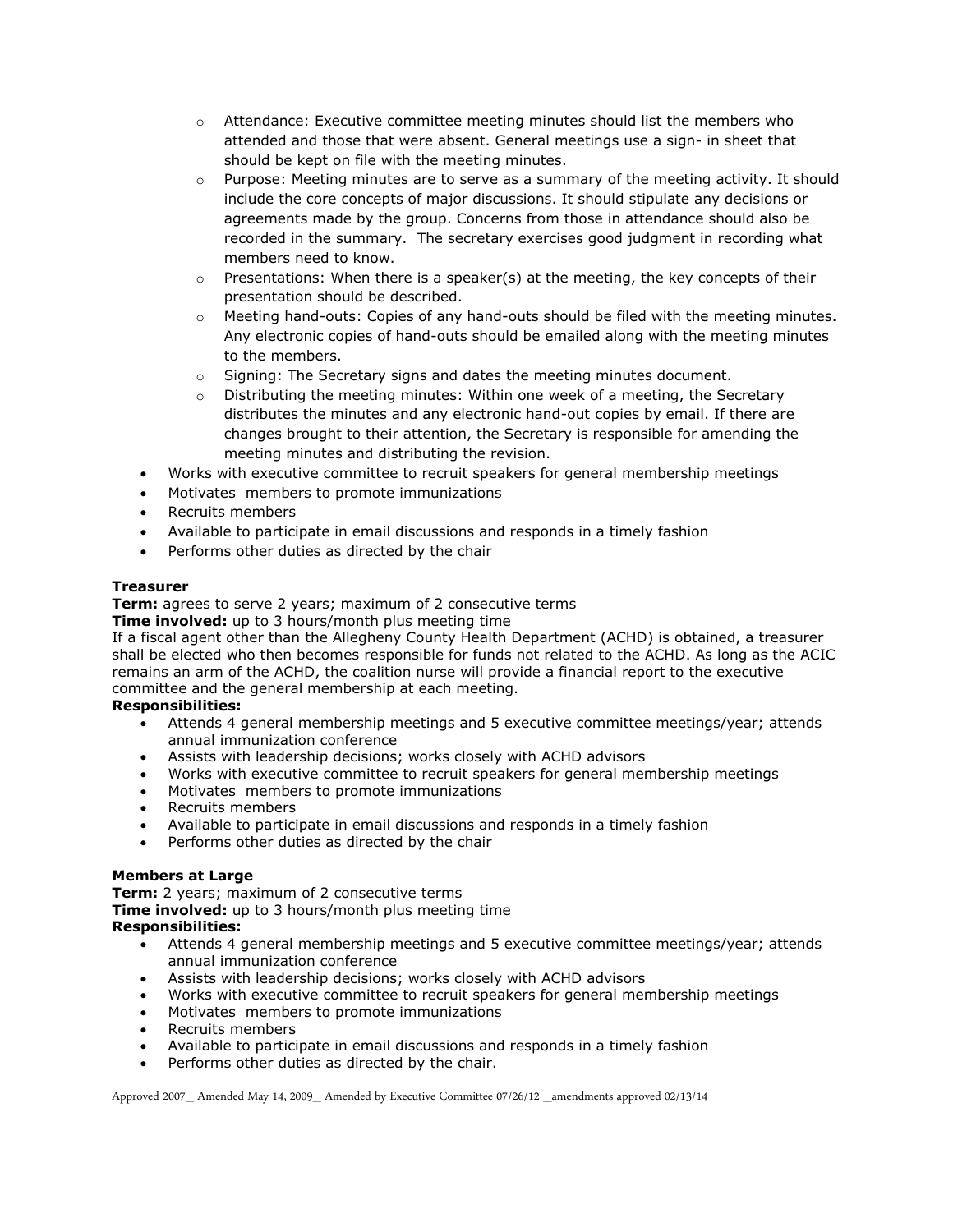- Attendance: Executive committee meeting minutes should list the members who attended and those that were absent. General meetings use a sign- in sheet that should be kept on file with the meeting minutes.
  - Purpose: Meeting minutes are to serve as a summary of the meeting activity. It should include the core concepts of major discussions. It should stipulate any decisions or agreements made by the group. Concerns from those in attendance should also be recorded in the summary. The secretary exercises good judgment in recording what members need to know.
  - Presentations: When there is a speaker(s) at the meeting, the key concepts of their presentation should be described.
  - Meeting hand-outs: Copies of any hand-outs should be filed with the meeting minutes. Any electronic copies of hand-outs should be emailed along with the meeting minutes to the members.
  - Signing: The Secretary signs and dates the meeting minutes document.
  - Distributing the meeting minutes: Within one week of a meeting, the Secretary distributes the minutes and any electronic hand-out copies by email. If there are changes brought to their attention, the Secretary is responsible for amending the meeting minutes and distributing the revision.
- Works with executive committee to recruit speakers for general membership meetings
- Motivates members to promote immunizations
- Recruits members
- Available to participate in email discussions and responds in a timely fashion
- Performs other duties as directed by the chair

**Treasurer**

**Term:** agrees to serve 2 years; maximum of 2 consecutive terms
**Time involved:** up to 3 hours/month plus meeting time

If a fiscal agent other than the Allegheny County Health Department (ACHD) is obtained, a treasurer shall be elected who then becomes responsible for funds not related to the ACHD. As long as the ACIC remains an arm of the ACHD, the coalition nurse will provide a financial report to the executive committee and the general membership at each meeting.

**Responsibilities:**

- Attends 4 general membership meetings and 5 executive committee meetings/year; attends annual immunization conference
- Assists with leadership decisions; works closely with ACHD advisors
- Works with executive committee to recruit speakers for general membership meetings
- Motivates members to promote immunizations
- Recruits members
- Available to participate in email discussions and responds in a timely fashion
- Performs other duties as directed by the chair

**Members at Large**

**Term:** 2 years; maximum of 2 consecutive terms
**Time involved:** up to 3 hours/month plus meeting time
**Responsibilities:**

- Attends 4 general membership meetings and 5 executive committee meetings/year; attends annual immunization conference
- Assists with leadership decisions; works closely with ACHD advisors
- Works with executive committee to recruit speakers for general membership meetings
- Motivates members to promote immunizations
- Recruits members
- Available to participate in email discussions and responds in a timely fashion
- Performs other duties as directed by the chair.